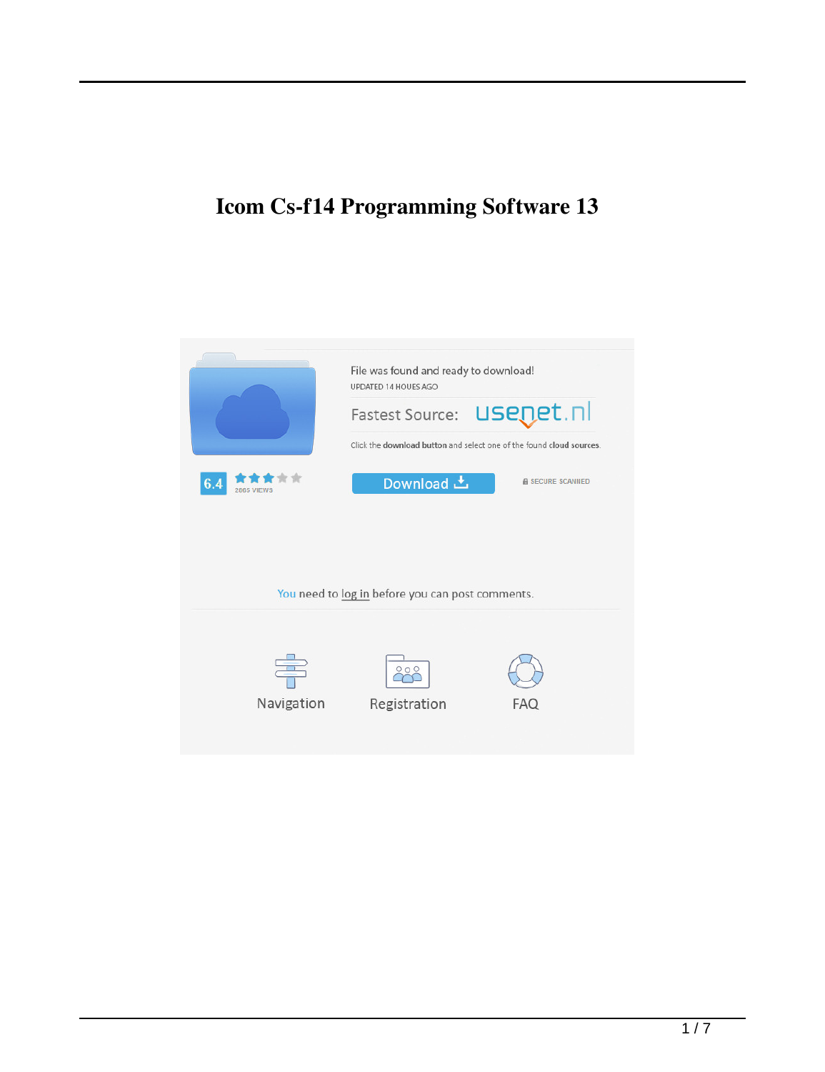# Icom Cs-f14 Programming Software 13

File was found and ready to download!

UPDATED 14 HOUES AGO

Fastest Source: usenet.nl

Click the **download button** and select one of the found **cloud sources**.

6.4

2665 VIEWS

Download

SECURE SCANNED

You need to log in before you can post comments.

Navigation

Registration

FAQ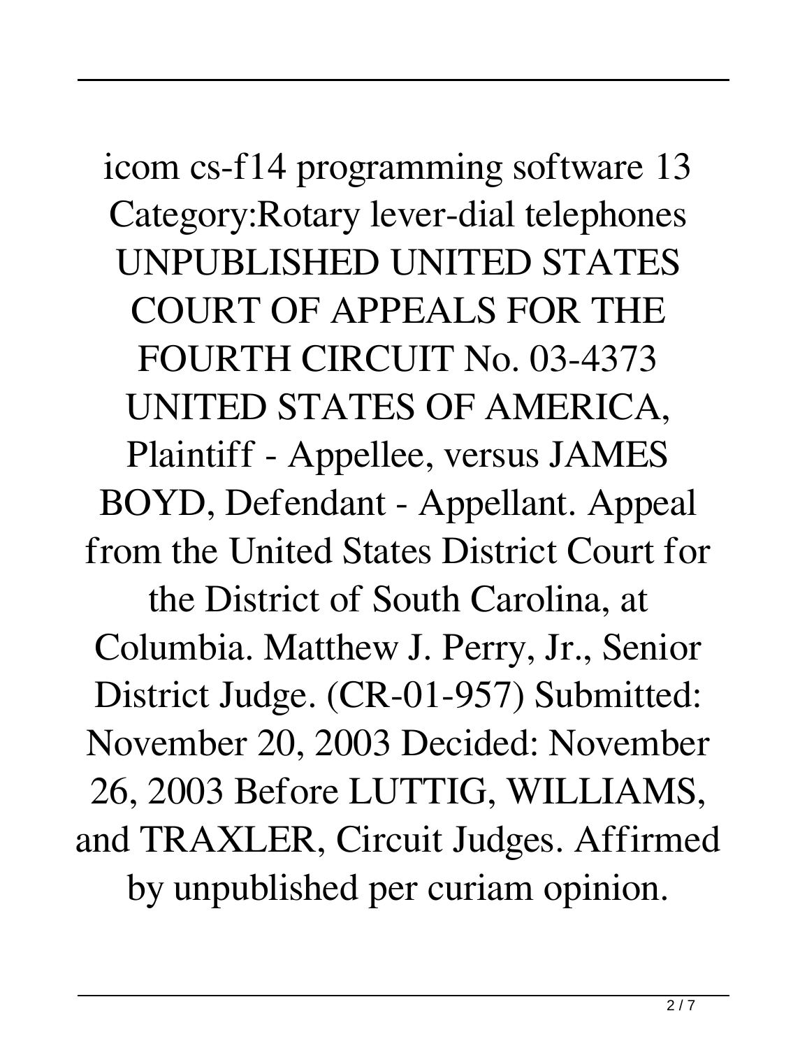icom cs-f14 programming software 13 Category:Rotary lever-dial telephones UNPUBLISHED UNITED STATES COURT OF APPEALS FOR THE FOURTH CIRCUIT No. 03-4373 UNITED STATES OF AMERICA, Plaintiff - Appellee, versus JAMES BOYD, Defendant - Appellant. Appeal from the United States District Court for the District of South Carolina, at Columbia. Matthew J. Perry, Jr., Senior District Judge. (CR-01-957) Submitted: November 20, 2003 Decided: November 26, 2003 Before LUTTIG, WILLIAMS, and TRAXLER, Circuit Judges. Affirmed by unpublished per curiam opinion.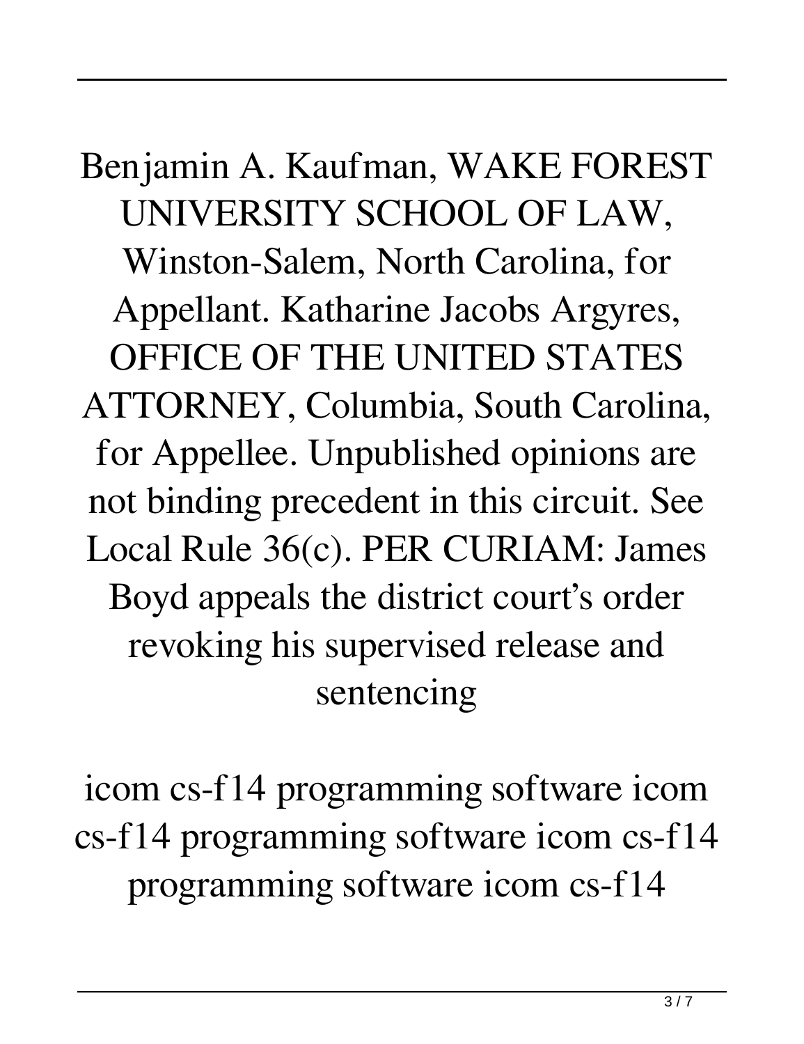Benjamin A. Kaufman, WAKE FOREST UNIVERSITY SCHOOL OF LAW, Winston-Salem, North Carolina, for Appellant. Katharine Jacobs Argyres, OFFICE OF THE UNITED STATES ATTORNEY, Columbia, South Carolina, for Appellee. Unpublished opinions are not binding precedent in this circuit. See Local Rule 36(c). PER CURIAM: James Boyd appeals the district court's order revoking his supervised release and sentencing

icom cs-f14 programming software icom cs-f14 programming software icom cs-f14 programming software icom cs-f14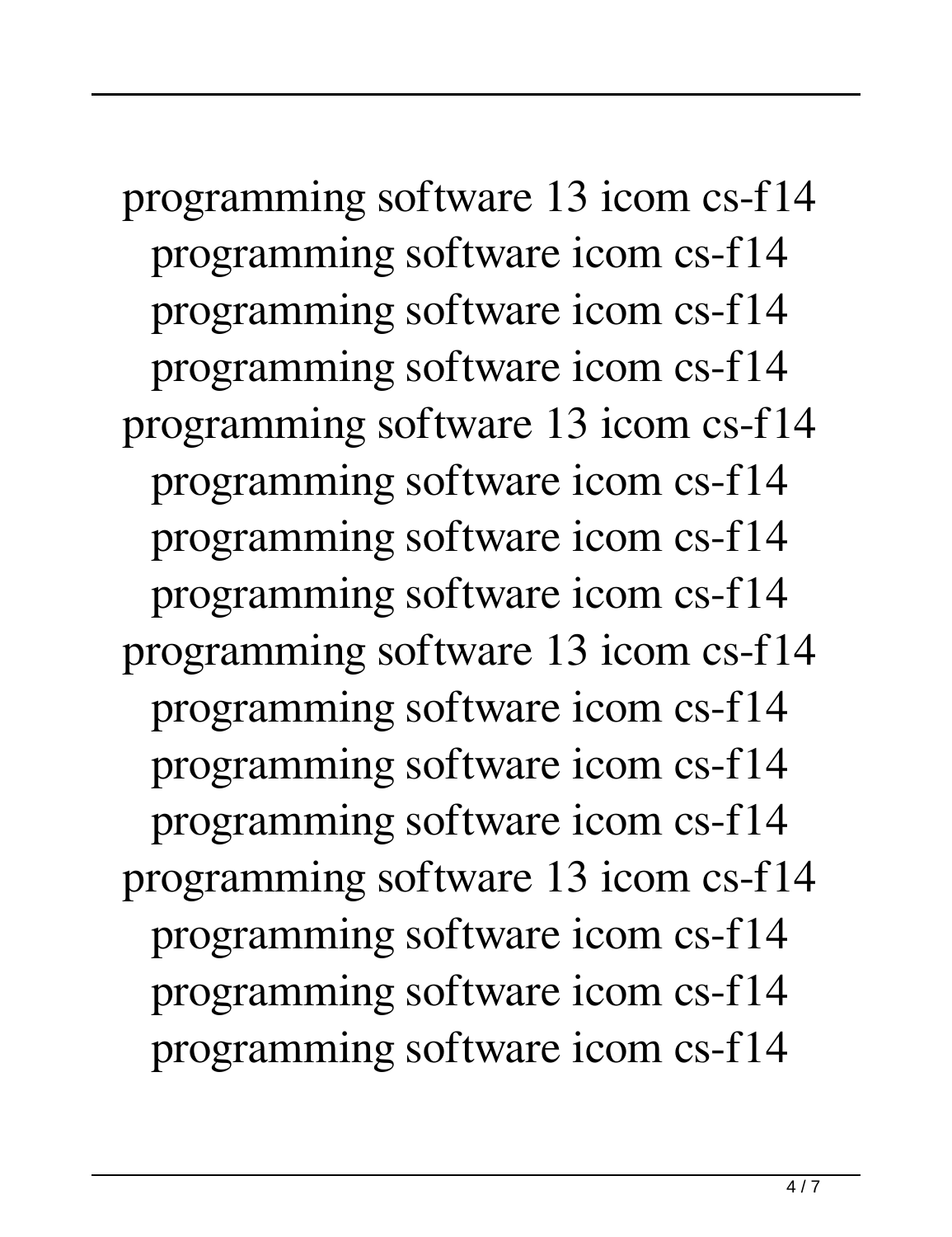programming software 13 icom cs-f14
programming software icom cs-f14
programming software icom cs-f14
programming software icom cs-f14
programming software 13 icom cs-f14
programming software icom cs-f14
programming software icom cs-f14
programming software icom cs-f14
programming software 13 icom cs-f14
programming software icom cs-f14
programming software icom cs-f14
programming software icom cs-f14
programming software 13 icom cs-f14
programming software icom cs-f14
programming software icom cs-f14
programming software icom cs-f14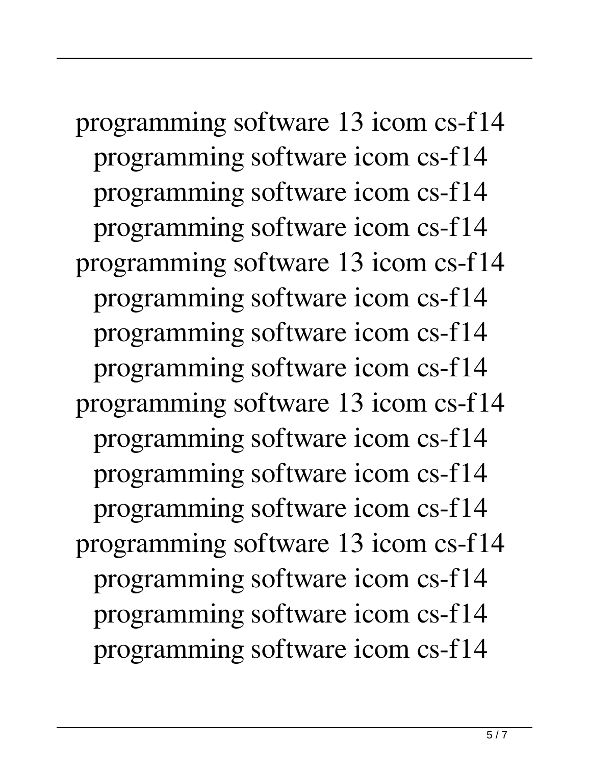programming software 13 icom cs-f14
programming software icom cs-f14
programming software icom cs-f14
programming software icom cs-f14
programming software 13 icom cs-f14
programming software icom cs-f14
programming software icom cs-f14
programming software icom cs-f14
programming software 13 icom cs-f14
programming software icom cs-f14
programming software icom cs-f14
programming software icom cs-f14
programming software 13 icom cs-f14
programming software icom cs-f14
programming software icom cs-f14
programming software icom cs-f14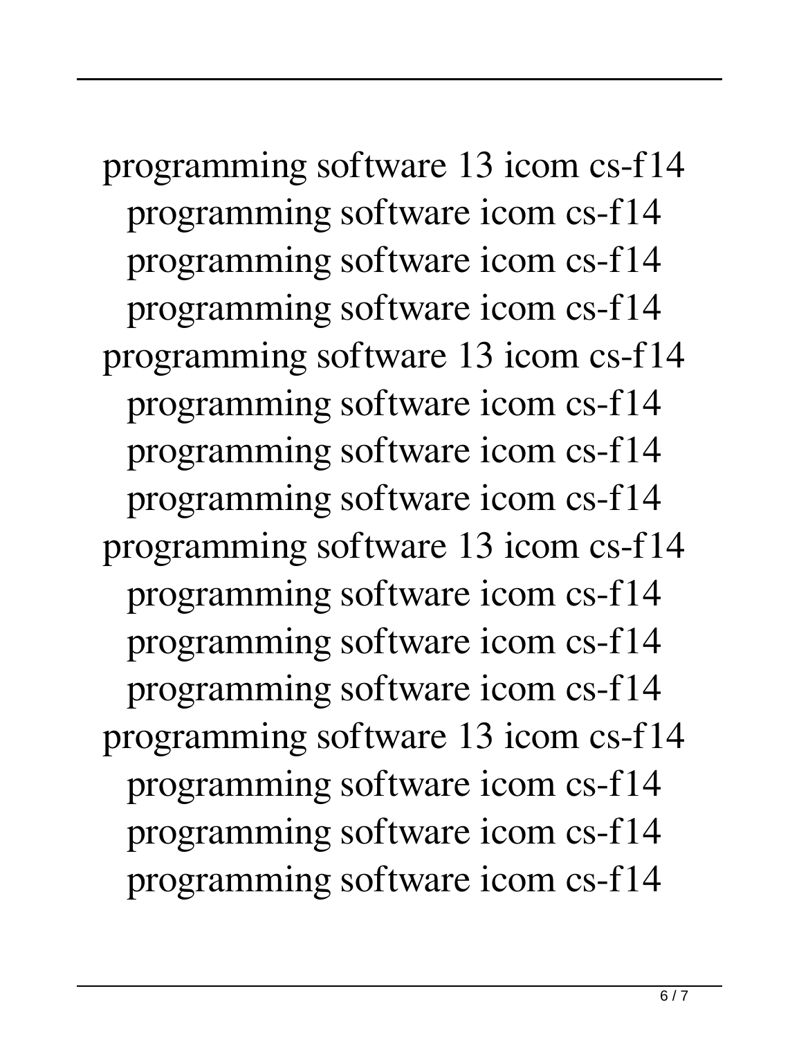programming software 13 icom cs-f14
programming software icom cs-f14
programming software icom cs-f14
programming software icom cs-f14
programming software 13 icom cs-f14
programming software icom cs-f14
programming software icom cs-f14
programming software icom cs-f14
programming software 13 icom cs-f14
programming software icom cs-f14
programming software icom cs-f14
programming software icom cs-f14
programming software 13 icom cs-f14
programming software icom cs-f14
programming software icom cs-f14
programming software icom cs-f14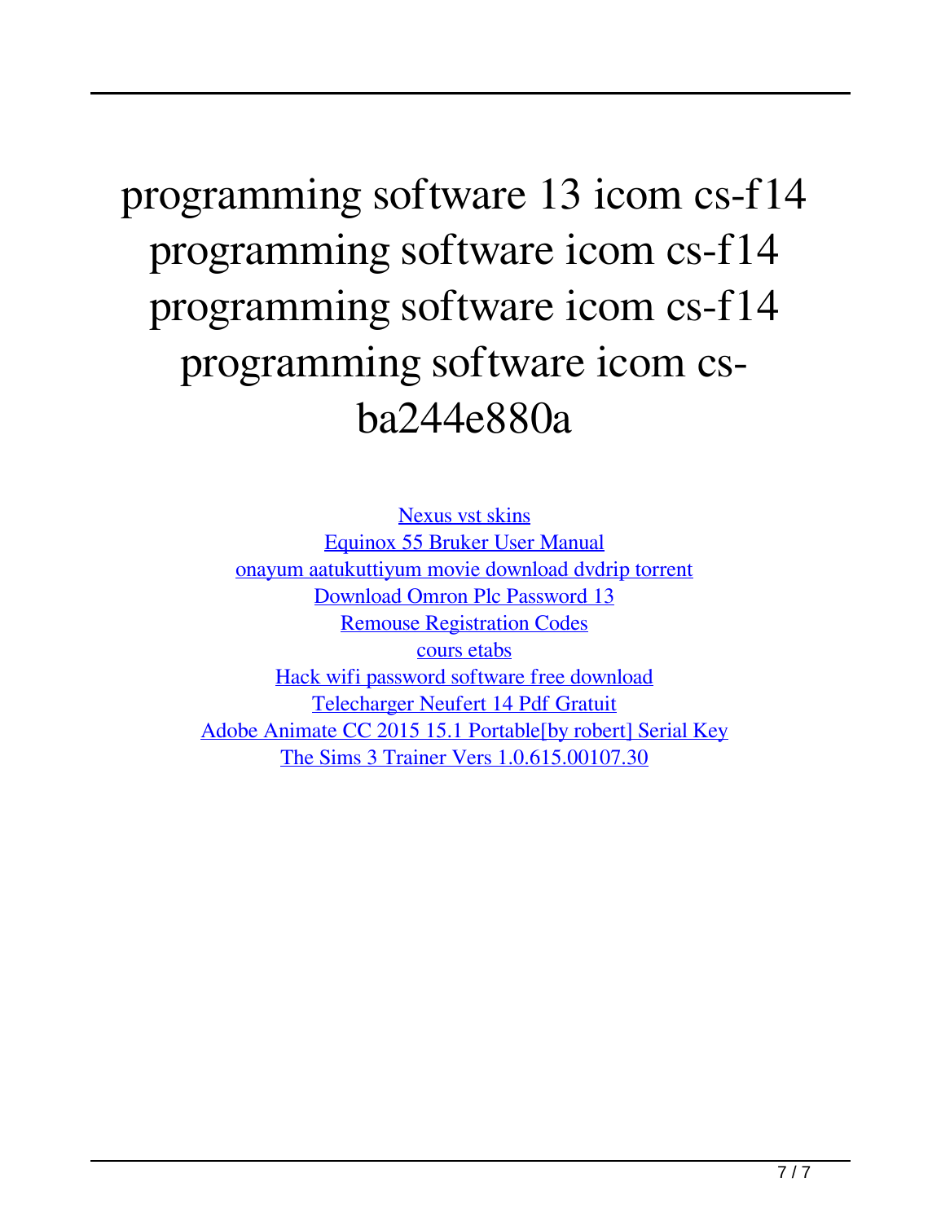# programming software 13 icom cs-f14 programming software icom cs-f14 programming software icom cs-f14 programming software icom cs-ba244e880a

Nexus vst skins
Equinox 55 Bruker User Manual
onayum aatukuttiyum movie download dvdrip torrent
Download Omron Plc Password 13
Remouse Registration Codes
cours etabs
Hack wifi password software free download
Telecharger Neufert 14 Pdf Gratuit
Adobe Animate CC 2015 15.1 Portable[by robert] Serial Key
The Sims 3 Trainer Vers 1.0.615.00107.30